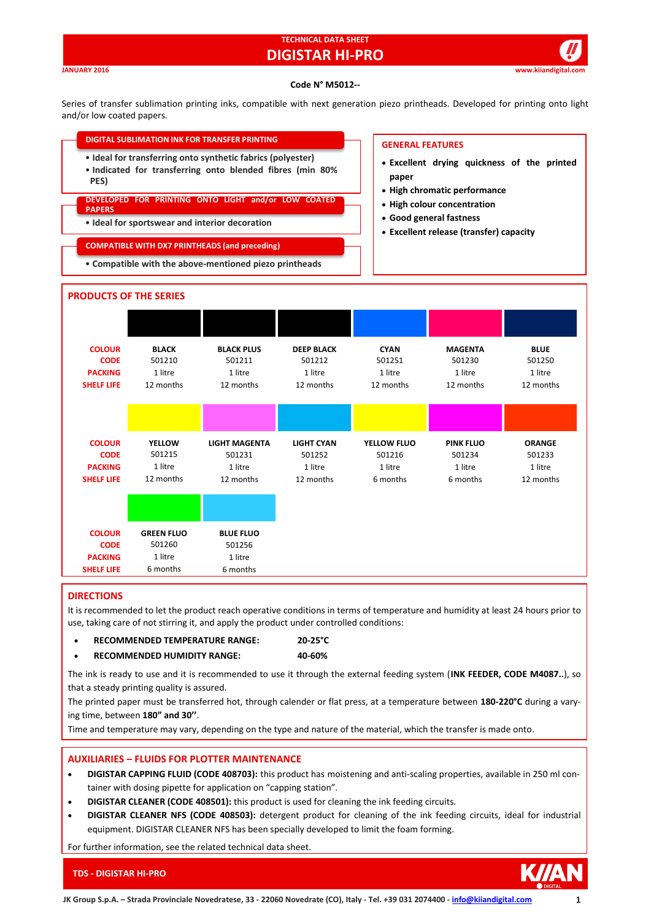# TECHNICAL DATA SHEET
# DIGISTAR HI-PRO

JANUARY 2016

www.kiiandigital.com

**Code N° M5012--**

Series of transfer sublimation printing inks, compatible with next generation piezo printheads. Developed for printing onto light and/or low coated papers.

## DIGITAL SUBLIMATION INK FOR TRANSFER PRINTING

- **Ideal for transferring onto synthetic fabrics (polyester)**
- **Indicated for transferring onto blended fibres (min 80% PES)**

## DEVELOPED FOR PRINTING ONTO LIGHT and/or LOW COATED PAPERS

- **Ideal for sportswear and interior decoration**

## COMPATIBLE WITH DX7 PRINTHEADS (and preceding)

- **Compatible with the above-mentioned piezo printheads**

## GENERAL FEATURES

- **Excellent drying quickness of the printed paper**
- **High chromatic performance**
- **High colour concentration**
- **Good general fastness**
- **Excellent release (transfer) capacity**

## PRODUCTS OF THE SERIES

| COLOUR | BLACK | BLACK PLUS | DEEP BLACK | CYAN | MAGENTA | BLUE |
|---|---|---|---|---|---|---|
| CODE | 501210 | 501211 | 501212 | 501251 | 501230 | 501250 |
| PACKING | 1 litre | 1 litre | 1 litre | 1 litre | 1 litre | 1 litre |
| SHELF LIFE | 12 months | 12 months | 12 months | 12 months | 12 months | 12 months |

| COLOUR | YELLOW | LIGHT MAGENTA | LIGHT CYAN | YELLOW FLUO | PINK FLUO | ORANGE |
|---|---|---|---|---|---|---|
| CODE | 501215 | 501231 | 501252 | 501216 | 501234 | 501233 |
| PACKING | 1 litre | 1 litre | 1 litre | 1 litre | 1 litre | 1 litre |
| SHELF LIFE | 12 months | 12 months | 12 months | 6 months | 6 months | 12 months |

| COLOUR | GREEN FLUO | BLUE FLUO |
|---|---|---|
| CODE | 501260 | 501256 |
| PACKING | 1 litre | 1 litre |
| SHELF LIFE | 6 months | 6 months |

## DIRECTIONS

It is recommended to let the product reach operative conditions in terms of temperature and humidity at least 24 hours prior to use, taking care of not stirring it, and apply the product under controlled conditions:

- **RECOMMENDED TEMPERATURE RANGE: 20-25°C**
- **RECOMMENDED HUMIDITY RANGE: 40-60%**

The ink is ready to use and it is recommended to use it through the external feeding system (**INK FEEDER, CODE M4087..**), so that a steady printing quality is assured.

The printed paper must be transferred hot, through calender or flat press, at a temperature between **180-220°C** during a varying time, between **180" and 30''**.

Time and temperature may vary, depending on the type and nature of the material, which the transfer is made onto.

## AUXILIARIES – FLUIDS FOR PLOTTER MAINTENANCE

- **DIGISTAR CAPPING FLUID (CODE 408703):** this product has moistening and anti-scaling properties, available in 250 ml container with dosing pipette for application on "capping station".
- **DIGISTAR CLEANER (CODE 408501):** this product is used for cleaning the ink feeding circuits.
- **DIGISTAR CLEANER NFS (CODE 408503):** detergent product for cleaning of the ink feeding circuits, ideal for industrial equipment. DIGISTAR CLEANER NFS has been specially developed to limit the foam forming.

For further information, see the related technical data sheet.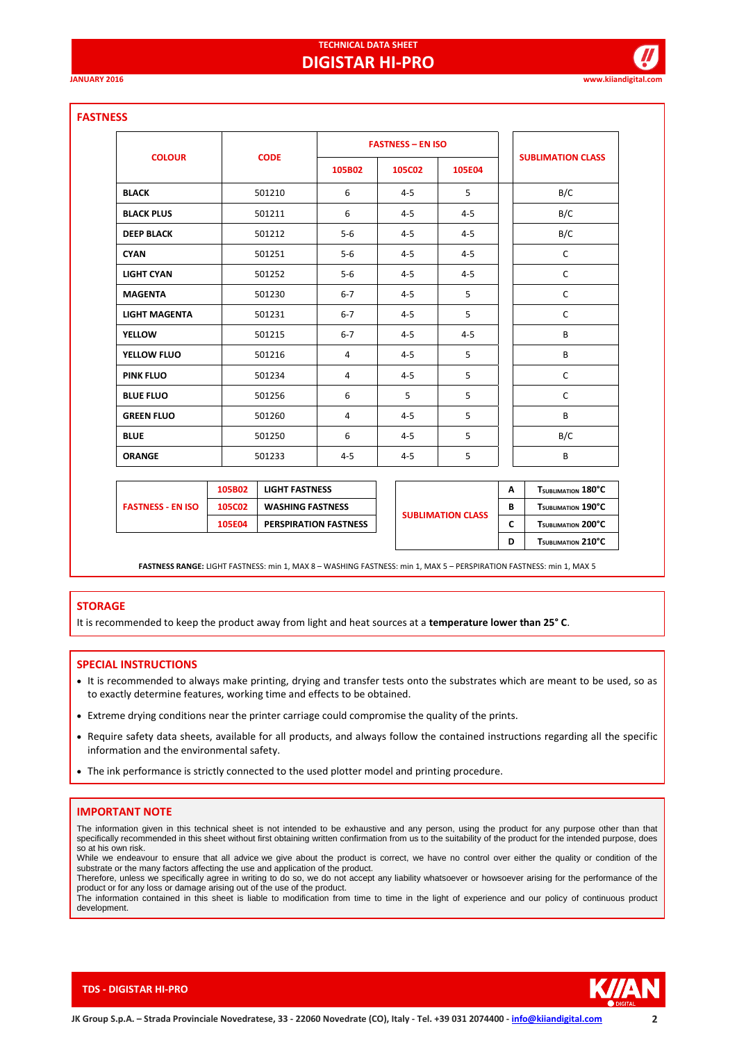## FASTNESS

| COLOUR | CODE | FASTNESS – EN ISO | | | SUBLIMATION CLASS |
|---|---|---|---|---|---|
| | | 105B02 | 105C02 | 105E04 | |
| **BLACK** | 501210 | 6 | 4-5 | 5 | B/C |
| **BLACK PLUS** | 501211 | 6 | 4-5 | 4-5 | B/C |
| **DEEP BLACK** | 501212 | 5-6 | 4-5 | 4-5 | B/C |
| **CYAN** | 501251 | 5-6 | 4-5 | 4-5 | C |
| **LIGHT CYAN** | 501252 | 5-6 | 4-5 | 4-5 | C |
| **MAGENTA** | 501230 | 6-7 | 4-5 | 5 | C |
| **LIGHT MAGENTA** | 501231 | 6-7 | 4-5 | 5 | C |
| **YELLOW** | 501215 | 6-7 | 4-5 | 4-5 | B |
| **YELLOW FLUO** | 501216 | 4 | 4-5 | 5 | B |
| **PINK FLUO** | 501234 | 4 | 4-5 | 5 | C |
| **BLUE FLUO** | 501256 | 6 | 5 | 5 | C |
| **GREEN FLUO** | 501260 | 4 | 4-5 | 5 | B |
| **BLUE** | 501250 | 6 | 4-5 | 5 | B/C |
| **ORANGE** | 501233 | 4-5 | 4-5 | 5 | B |

| | | |
|---|---|---|
| **FASTNESS - EN ISO** | 105B02 | **LIGHT FASTNESS** |
| | 105C02 | **WASHING FASTNESS** |
| | 105E04 | **PERSPIRATION FASTNESS** |

| | | |
|---|---|---|
| **SUBLIMATION CLASS** | **A** | $T_{SUBLIMATION}$ 180°C |
| | **B** | $T_{SUBLIMATION}$ 190°C |
| | **C** | $T_{SUBLIMATION}$ 200°C |
| | **D** | $T_{SUBLIMATION}$ 210°C |

**FASTNESS RANGE:** LIGHT FASTNESS: min 1, MAX 8 – WASHING FASTNESS: min 1, MAX 5 – PERSPIRATION FASTNESS: min 1, MAX 5

## STORAGE

It is recommended to keep the product away from light and heat sources at a **temperature lower than 25° C**.

## SPECIAL INSTRUCTIONS

- It is recommended to always make printing, drying and transfer tests onto the substrates which are meant to be used, so as to exactly determine features, working time and effects to be obtained.
- Extreme drying conditions near the printer carriage could compromise the quality of the prints.
- Require safety data sheets, available for all products, and always follow the contained instructions regarding all the specific information and the environmental safety.
- The ink performance is strictly connected to the used plotter model and printing procedure.

## IMPORTANT NOTE

The information given in this technical sheet is not intended to be exhaustive and any person, using the product for any purpose other than that specifically recommended in this sheet without first obtaining written confirmation from us to the suitability of the product for the intended purpose, does so at his own risk.
While we endeavour to ensure that all advice we give about the product is correct, we have no control over either the quality or condition of the substrate or the many factors affecting the use and application of the product.
Therefore, unless we specifically agree in writing to do so, we do not accept any liability whatsoever or howsoever arising for the performance of the product or for any loss or damage arising out of the use of the product.
The information contained in this sheet is liable to modification from time to time in the light of experience and our policy of continuous product development.

**JK Group S.p.A. – Strada Provinciale Novedratese, 33 - 22060 Novedrate (CO), Italy - Tel. +39 031 2074400 - info@kiiandigital.com**